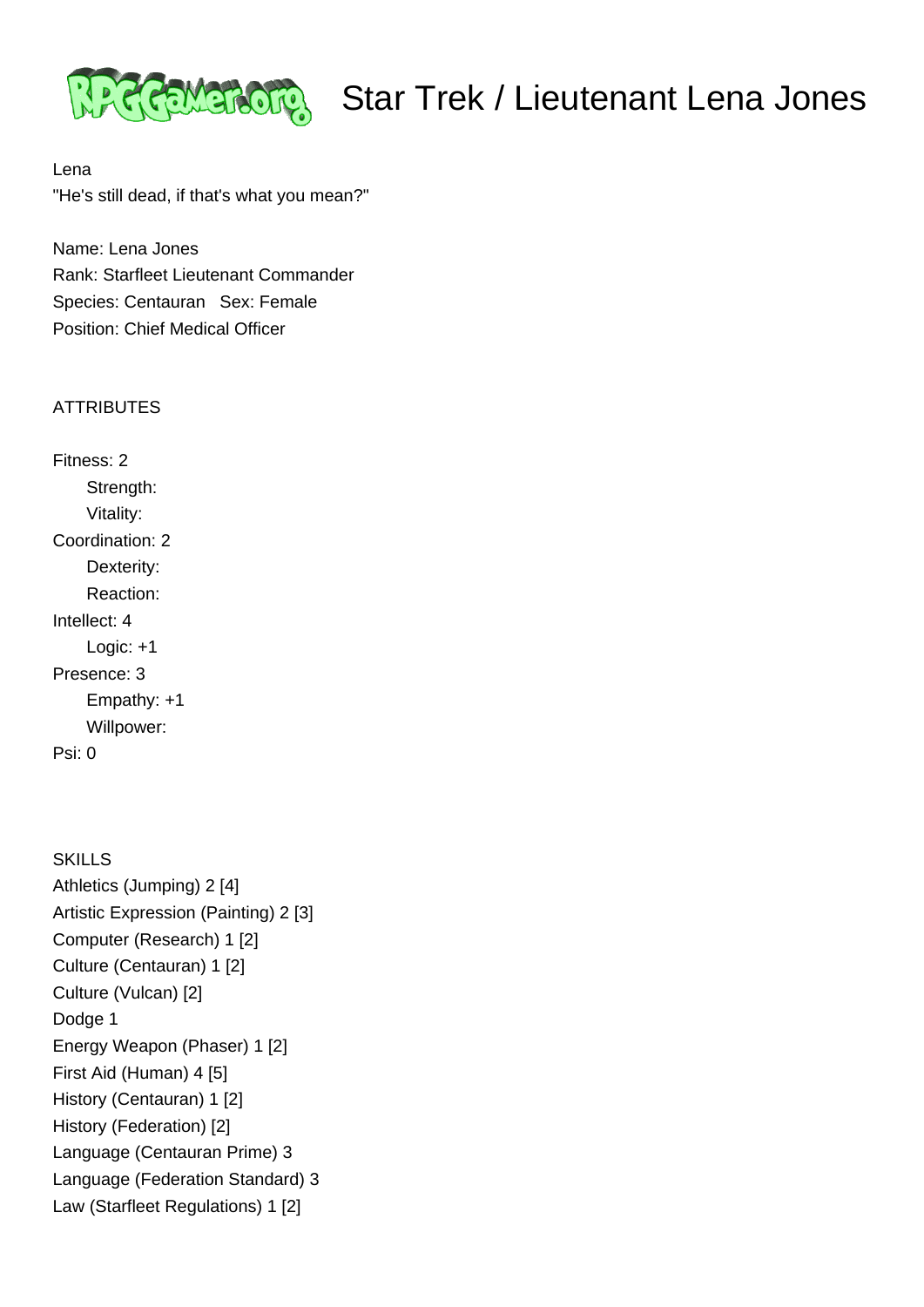# Star Trek / Lieutenant Lena Jones

Lena

"He's still dead, if that's what you mean?"

Name: Lena Jones
Rank: Starfleet Lieutenant Commander
Species: Centauran   Sex: Female
Position: Chief Medical Officer

ATTRIBUTES

Fitness: 2
 Strength:
 Vitality:
Coordination: 2
 Dexterity:
 Reaction:
Intellect: 4
 Logic: +1
Presence: 3
 Empathy: +1
 Willpower:
Psi: 0

SKILLS

Athletics (Jumping) 2 [4]
Artistic Expression (Painting) 2 [3]
Computer (Research) 1 [2]
Culture (Centauran) 1 [2]
Culture (Vulcan) [2]
Dodge 1
Energy Weapon (Phaser) 1 [2]
First Aid (Human) 4 [5]
History (Centauran) 1 [2]
History (Federation) [2]
Language (Centauran Prime) 3
Language (Federation Standard) 3
Law (Starfleet Regulations) 1 [2]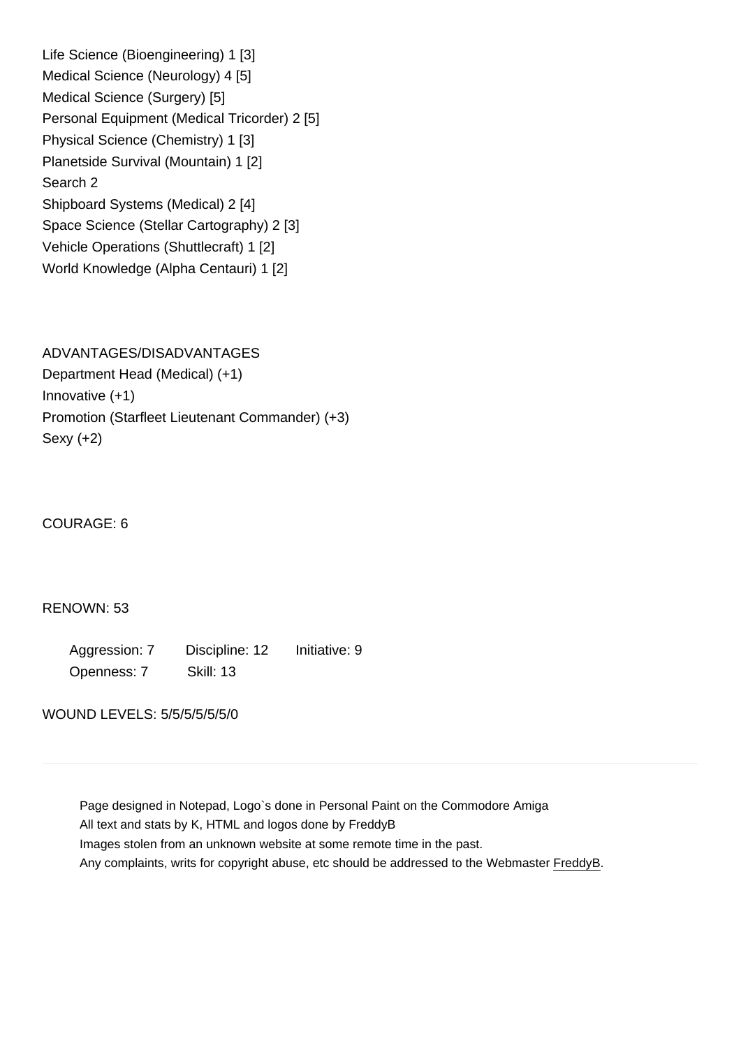Life Science (Bioengineering) 1 [3]
Medical Science (Neurology) 4 [5]
Medical Science (Surgery) [5]
Personal Equipment (Medical Tricorder) 2 [5]
Physical Science (Chemistry) 1 [3]
Planetside Survival (Mountain) 1 [2]
Search 2
Shipboard Systems (Medical) 2 [4]
Space Science (Stellar Cartography) 2 [3]
Vehicle Operations (Shuttlecraft) 1 [2]
World Knowledge (Alpha Centauri) 1 [2]

ADVANTAGES/DISADVANTAGES
Department Head (Medical) (+1)
Innovative (+1)
Promotion (Starfleet Lieutenant Commander) (+3)
Sexy (+2)

COURAGE: 6

RENOWN: 53

Aggression: 7 Discipline: 12 Initiative: 9
Openness: 7 Skill: 13

WOUND LEVELS: 5/5/5/5/5/5/0

---

Page designed in Notepad, Logo`s done in Personal Paint on the Commodore Amiga
All text and stats by K, HTML and logos done by FreddyB
Images stolen from an unknown website at some remote time in the past.
Any complaints, writs for copyright abuse, etc should be addressed to the Webmaster FreddyB.